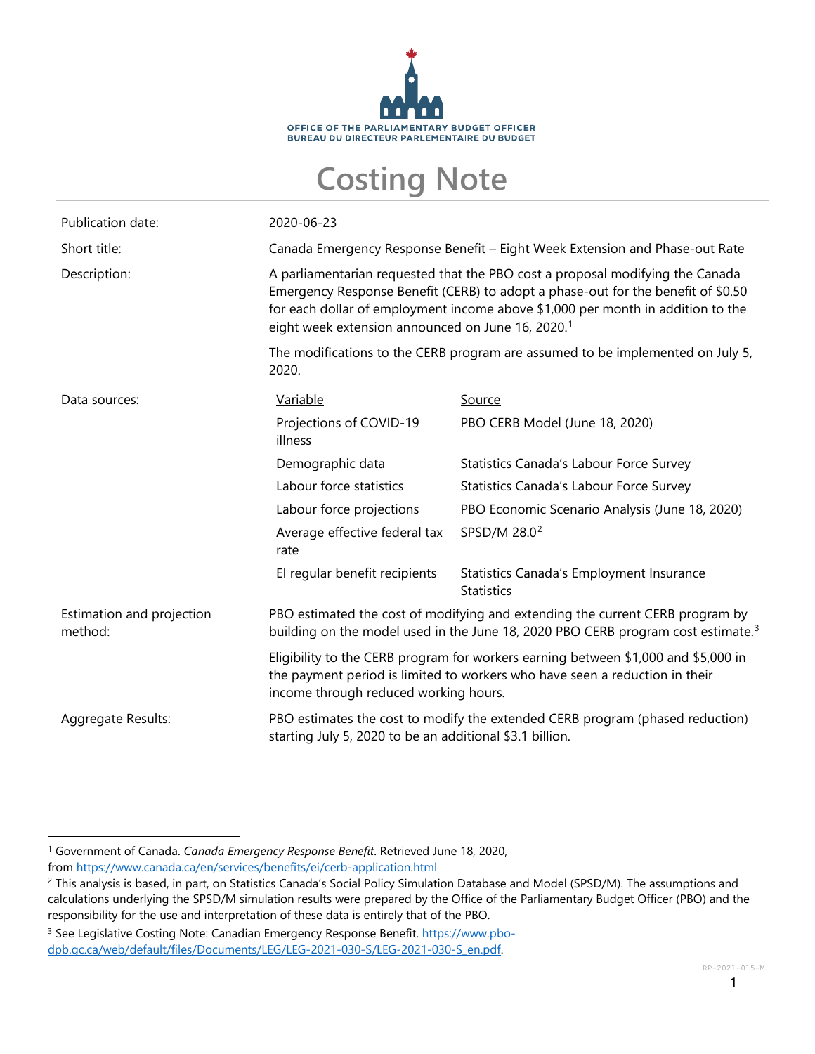OFFICE OF THE PARLIAMENTARY BUDGET OFFICER
BUREAU DU DIRECTEUR PARLEMENTAIRE DU BUDGET

# Costing Note

| | |
|---|---|
| Publication date: | 2020-06-23 |
| Short title: | Canada Emergency Response Benefit – Eight Week Extension and Phase-out Rate |
| Description: | A parliamentarian requested that the PBO cost a proposal modifying the Canada Emergency Response Benefit (CERB) to adopt a phase-out for the benefit of $0.50 for each dollar of employment income above $1,000 per month in addition to the eight week extension announced on June 16, 2020.[1] The modifications to the CERB program are assumed to be implemented on July 5, 2020. |
| Data sources: | |

| Variable | Source |
|---|---|
| Projections of COVID-19 illness | PBO CERB Model (June 18, 2020) |
| Demographic data | Statistics Canada's Labour Force Survey |
| Labour force statistics | Statistics Canada's Labour Force Survey |
| Labour force projections | PBO Economic Scenario Analysis (June 18, 2020) |
| Average effective federal tax rate | SPSD/M 28.0[2] |
| EI regular benefit recipients | Statistics Canada's Employment Insurance Statistics |

| | |
|---|---|
| Estimation and projection method: | PBO estimated the cost of modifying and extending the current CERB program by building on the model used in the June 18, 2020 PBO CERB program cost estimate.[3] Eligibility to the CERB program for workers earning between $1,000 and $5,000 in the payment period is limited to workers who have seen a reduction in their income through reduced working hours. |
| Aggregate Results: | PBO estimates the cost to modify the extended CERB program (phased reduction) starting July 5, 2020 to be an additional $3.1 billion. |

[1] Government of Canada. *Canada Emergency Response Benefit*. Retrieved June 18, 2020, from https://www.canada.ca/en/services/benefits/ei/cerb-application.html

[2] This analysis is based, in part, on Statistics Canada's Social Policy Simulation Database and Model (SPSD/M). The assumptions and calculations underlying the SPSD/M simulation results were prepared by the Office of the Parliamentary Budget Officer (PBO) and the responsibility for the use and interpretation of these data is entirely that of the PBO.

[3] See Legislative Costing Note: Canadian Emergency Response Benefit. https://www.pbo-dpb.gc.ca/web/default/files/Documents/LEG/LEG-2021-030-S/LEG-2021-030-S_en.pdf.

RP-2021-015-M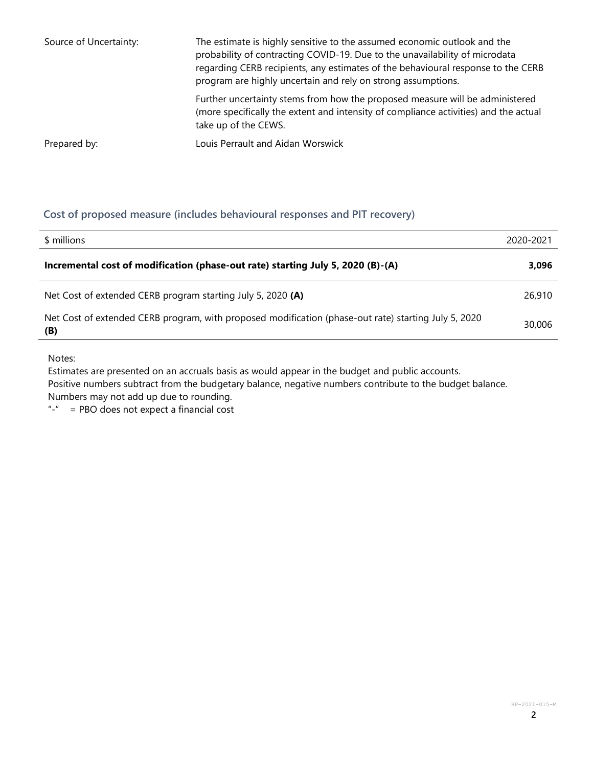| | |
|---|---|
| Source of Uncertainty: | The estimate is highly sensitive to the assumed economic outlook and the probability of contracting COVID-19. Due to the unavailability of microdata regarding CERB recipients, any estimates of the behavioural response to the CERB program are highly uncertain and rely on strong assumptions.<br><br>Further uncertainty stems from how the proposed measure will be administered (more specifically the extent and intensity of compliance activities) and the actual take up of the CEWS. |
| Prepared by: | Louis Perrault and Aidan Worswick |

## Cost of proposed measure (includes behavioural responses and PIT recovery)

| $ millions | 2020-2021 |
|---|---|
| **Incremental cost of modification (phase-out rate) starting July 5, 2020 (B)-(A)** | **3,096** |
| Net Cost of extended CERB program starting July 5, 2020 **(A)** | 26,910 |
| Net Cost of extended CERB program, with proposed modification (phase-out rate) starting July 5, 2020 **(B)** | 30,006 |

Notes:

Estimates are presented on an accruals basis as would appear in the budget and public accounts.

Positive numbers subtract from the budgetary balance, negative numbers contribute to the budget balance.

Numbers may not add up due to rounding.

"-" = PBO does not expect a financial cost

RP-2021-015-M